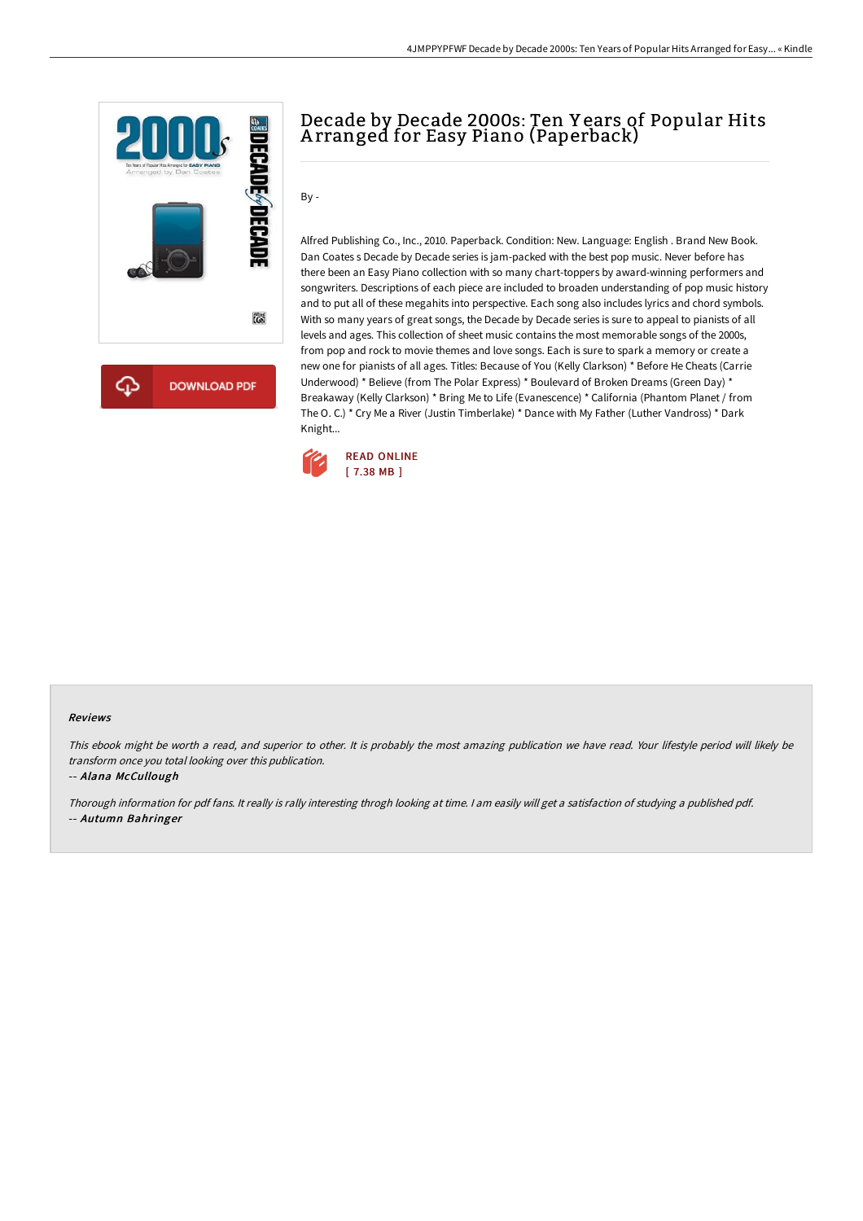# Decade by Decade 2000s: Ten Years of Popular Hits Arranged for Easy Piano (Paperback)

By -

Alfred Publishing Co., Inc., 2010. Paperback. Condition: New. Language: English . Brand New Book. Dan Coates s Decade by Decade series is jam-packed with the best pop music. Never before has there been an Easy Piano collection with so many chart-toppers by award-winning performers and songwriters. Descriptions of each piece are included to broaden understanding of pop music history and to put all of these megahits into perspective. Each song also includes lyrics and chord symbols. With so many years of great songs, the Decade by Decade series is sure to appeal to pianists of all levels and ages. This collection of sheet music contains the most memorable songs of the 2000s, from pop and rock to movie themes and love songs. Each is sure to spark a memory or create a new one for pianists of all ages. Titles: Because of You (Kelly Clarkson) * Before He Cheats (Carrie Underwood) * Believe (from The Polar Express) * Boulevard of Broken Dreams (Green Day) * Breakaway (Kelly Clarkson) * Bring Me to Life (Evanescence) * California (Phantom Planet / from The O. C.) * Cry Me a River (Justin Timberlake) * Dance with My Father (Luther Vandross) * Dark Knight...

READ ONLINE
[ 7.38 MB ]

## Reviews

*This ebook might be worth a read, and superior to other. It is probably the most amazing publication we have read. Your lifestyle period will likely be transform once you total looking over this publication.*

-- *Alana McCullough*

*Thorough information for pdf fans. It really is rally interesting throgh looking at time. I am easily will get a satisfaction of studying a published pdf.*

-- *Autumn Bahringer*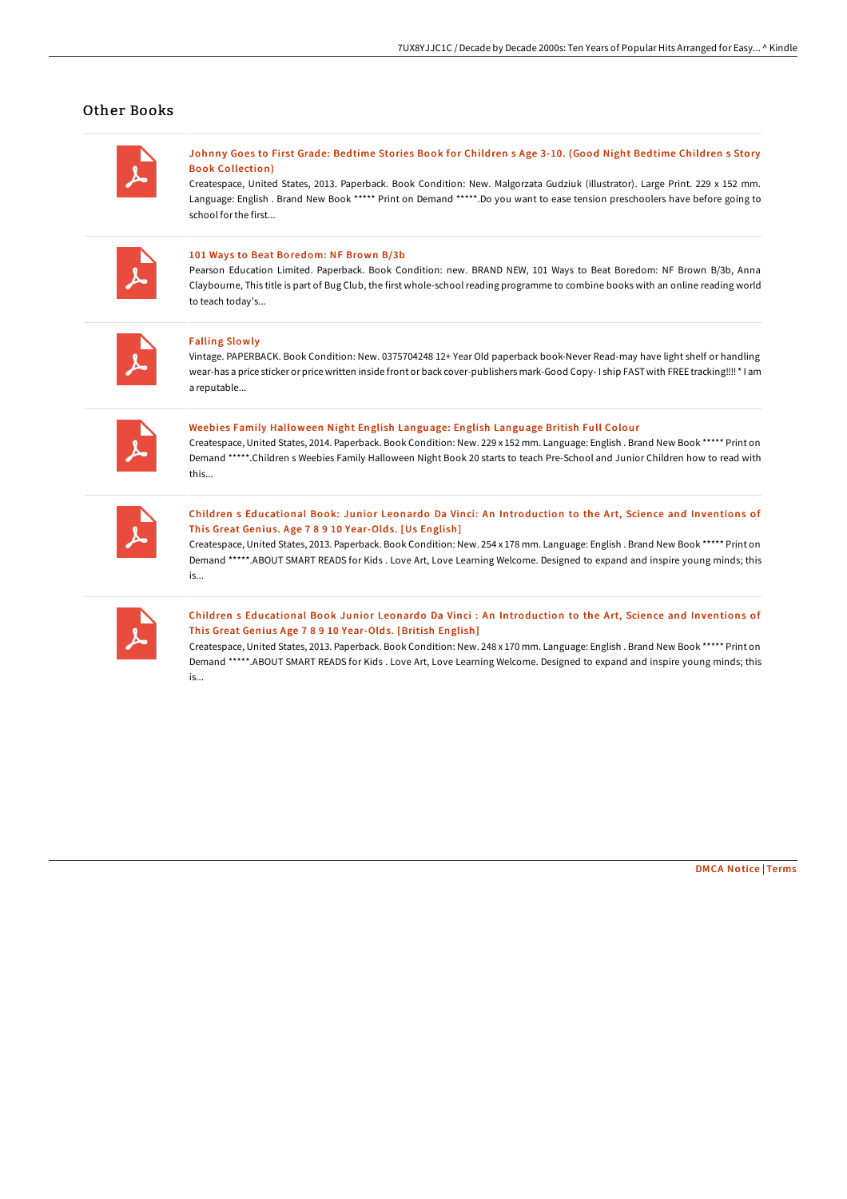## Other Books

### Johnny Goes to First Grade: Bedtime Stories Book for Children s Age 3-10. (Good Night Bedtime Children s Story Book Collection)

Createspace, United States, 2013. Paperback. Book Condition: New. Malgorzata Gudziuk (illustrator). Large Print. 229 x 152 mm. Language: English . Brand New Book ***** Print on Demand *****.Do you want to ease tension preschoolers have before going to school for the first...

### 101 Ways to Beat Boredom: NF Brown B/3b

Pearson Education Limited. Paperback. Book Condition: new. BRAND NEW, 101 Ways to Beat Boredom: NF Brown B/3b, Anna Claybourne, This title is part of Bug Club, the first whole-school reading programme to combine books with an online reading world to teach today's...

### Falling Slowly

Vintage. PAPERBACK. Book Condition: New. 0375704248 12+ Year Old paperback book-Never Read-may have light shelf or handling wear-has a price sticker or price written inside front or back cover-publishers mark-Good Copy- I ship FAST with FREE tracking!!!! * I am a reputable...

### Weebies Family Halloween Night English Language: English Language British Full Colour

Createspace, United States, 2014. Paperback. Book Condition: New. 229 x 152 mm. Language: English . Brand New Book ***** Print on Demand *****.Children s Weebies Family Halloween Night Book 20 starts to teach Pre-School and Junior Children how to read with this...

### Children s Educational Book: Junior Leonardo Da Vinci: An Introduction to the Art, Science and Inventions of This Great Genius. Age 7 8 9 10 Year-Olds. [Us English]

Createspace, United States, 2013. Paperback. Book Condition: New. 254 x 178 mm. Language: English . Brand New Book ***** Print on Demand *****.ABOUT SMART READS for Kids . Love Art, Love Learning Welcome. Designed to expand and inspire young minds; this is...

### Children s Educational Book Junior Leonardo Da Vinci : An Introduction to the Art, Science and Inventions of This Great Genius Age 7 8 9 10 Year-Olds. [British English]

Createspace, United States, 2013. Paperback. Book Condition: New. 248 x 170 mm. Language: English . Brand New Book ***** Print on Demand *****.ABOUT SMART READS for Kids . Love Art, Love Learning Welcome. Designed to expand and inspire young minds; this is...

DMCA Notice | Terms